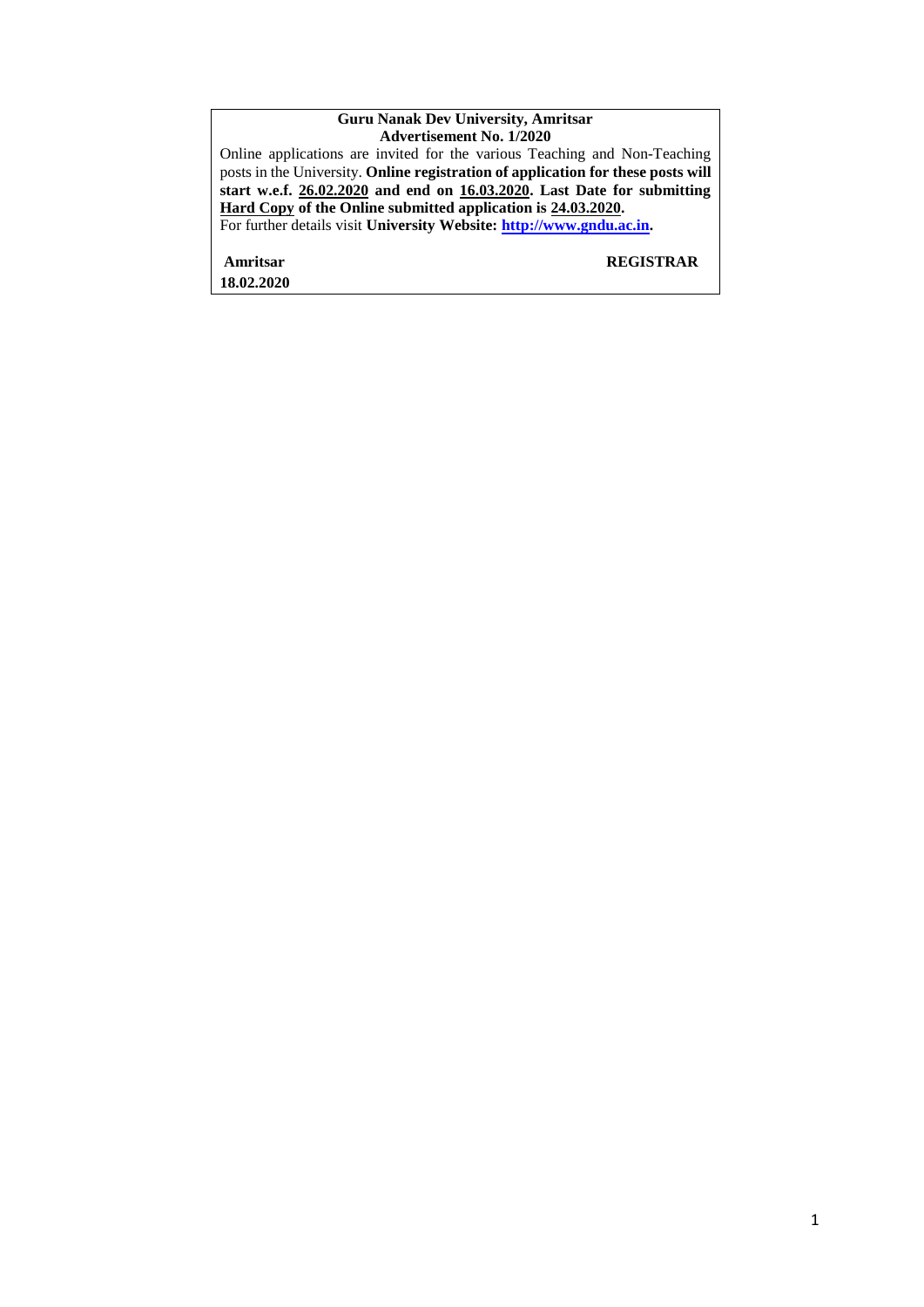**Guru Nanak Dev University, Amritsar**
**Advertisement No. 1/2020**

Online applications are invited for the various Teaching and Non-Teaching posts in the University. **Online registration of application for these posts will start w.e.f. 26.02.2020 and end on 16.03.2020. Last Date for submitting Hard Copy of the Online submitted application is 24.03.2020.**
For further details visit **University Website: [http://www.gndu.ac.in](http://www.gndu.ac.in).**

**Amritsar** **REGISTRAR**
**18.02.2020**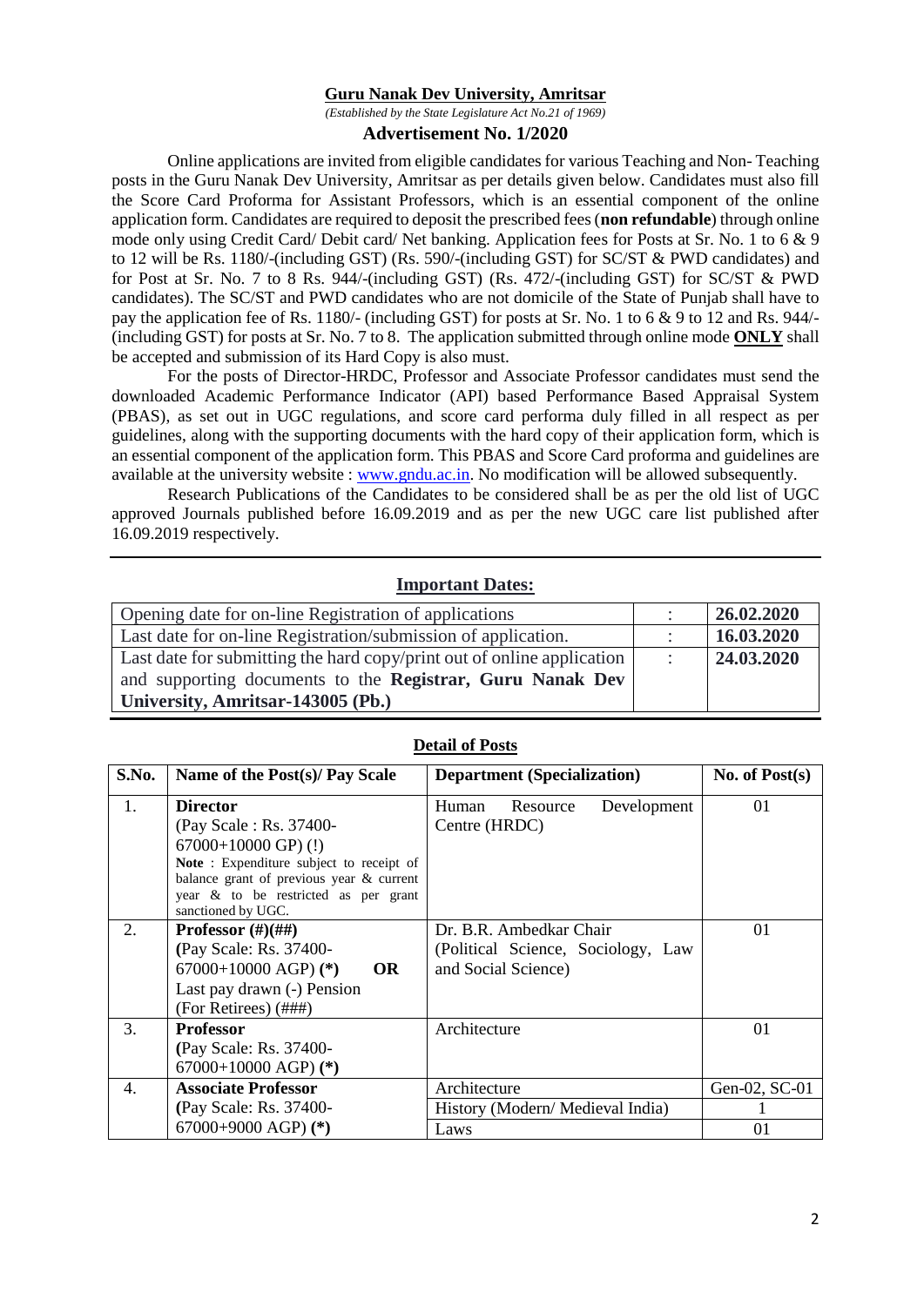**Guru Nanak Dev University, Amritsar**

*(Established by the State Legislature Act No.21 of 1969)*

**Advertisement No. 1/2020**

Online applications are invited from eligible candidates for various Teaching and Non- Teaching posts in the Guru Nanak Dev University, Amritsar as per details given below. Candidates must also fill the Score Card Proforma for Assistant Professors, which is an essential component of the online application form. Candidates are required to deposit the prescribed fees (**non refundable**) through online mode only using Credit Card/ Debit card/ Net banking. Application fees for Posts at Sr. No. 1 to 6 & 9 to 12 will be Rs. 1180/-(including GST) (Rs. 590/-(including GST) for SC/ST & PWD candidates) and for Post at Sr. No. 7 to 8 Rs. 944/-(including GST) (Rs. 472/-(including GST) for SC/ST & PWD candidates). The SC/ST and PWD candidates who are not domicile of the State of Punjab shall have to pay the application fee of Rs. 1180/- (including GST) for posts at Sr. No. 1 to 6 & 9 to 12 and Rs. 944/- (including GST) for posts at Sr. No. 7 to 8. The application submitted through online mode **ONLY** shall be accepted and submission of its Hard Copy is also must.

For the posts of Director-HRDC, Professor and Associate Professor candidates must send the downloaded Academic Performance Indicator (API) based Performance Based Appraisal System (PBAS), as set out in UGC regulations, and score card performa duly filled in all respect as per guidelines, along with the supporting documents with the hard copy of their application form, which is an essential component of the application form. This PBAS and Score Card proforma and guidelines are available at the university website : www.gndu.ac.in. No modification will be allowed subsequently.

Research Publications of the Candidates to be considered shall be as per the old list of UGC approved Journals published before 16.09.2019 and as per the new UGC care list published after 16.09.2019 respectively.

**Important Dates:**

| | | |
|---|---|---|
| Opening date for on-line Registration of applications | : | **26.02.2020** |
| Last date for on-line Registration/submission of application. | : | **16.03.2020** |
| Last date for submitting the hard copy/print out of online application and supporting documents to the **Registrar, Guru Nanak Dev University, Amritsar-143005 (Pb.)** | : | **24.03.2020** |

**Detail of Posts**

| S.No. | Name of the Post(s)/ Pay Scale | Department (Specialization) | No. of Post(s) |
|---|---|---|---|
| 1. | **Director** (Pay Scale : Rs. 37400-67000+10000 GP) (!) **Note** : Expenditure subject to receipt of balance grant of previous year & current year & to be restricted as per grant sanctioned by UGC. | Human Resource Development Centre (HRDC) | 01 |
| 2. | **Professor (#)(##)** **(**Pay Scale: Rs. 37400-67000+10000 AGP) **(\*)** **OR** Last pay drawn (-) Pension (For Retirees) (###) | Dr. B.R. Ambedkar Chair (Political Science, Sociology, Law and Social Science) | 01 |
| 3. | **Professor** **(**Pay Scale: Rs. 37400-67000+10000 AGP) **(\*)** | Architecture | 01 |
| 4. | **Associate Professor** **(**Pay Scale: Rs. 37400-67000+9000 AGP) **(\*)** | Architecture | Gen-02, SC-01 |
| | | History (Modern/ Medieval India) | 1 |
| | | Laws | 01 |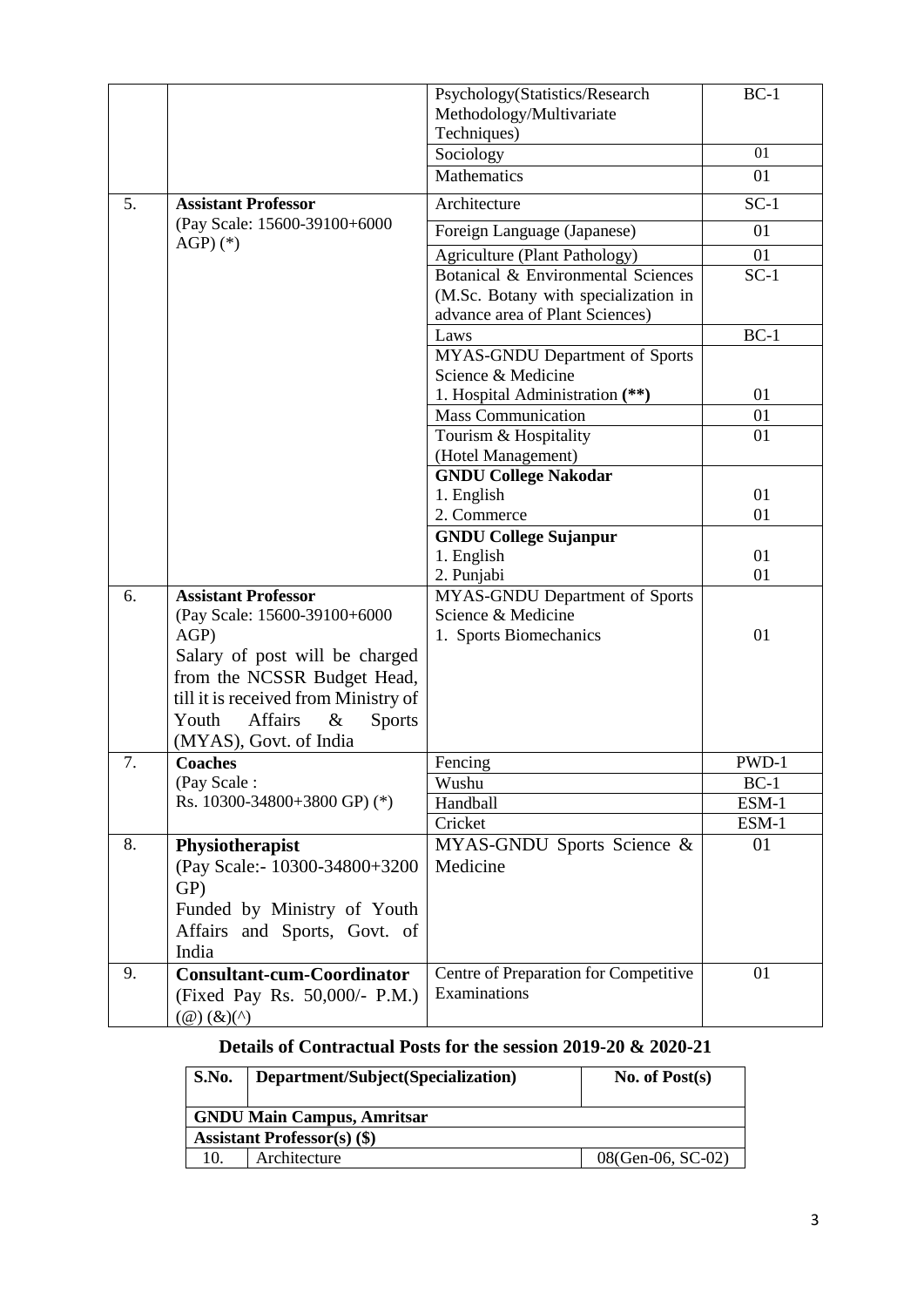| | | Psychology(Statistics/Research Methodology/Multivariate Techniques) | BC-1 |
|---|---|---|---|
| | | Sociology | 01 |
| | | Mathematics | 01 |
| 5. | **Assistant Professor** (Pay Scale: 15600-39100+6000 AGP) (*) | Architecture | SC-1 |
| | | Foreign Language (Japanese) | 01 |
| | | Agriculture (Plant Pathology) | 01 |
| | | Botanical & Environmental Sciences (M.Sc. Botany with specialization in advance area of Plant Sciences) | SC-1 |
| | | Laws | BC-1 |
| | | MYAS-GNDU Department of Sports Science & Medicine<br>1. Hospital Administration **(**)** | 01 |
| | | Mass Communication | 01 |
| | | Tourism & Hospitality (Hotel Management) | 01 |
| | | **GNDU College Nakodar**<br>1. English<br>2. Commerce | <br>01<br>01 |
| | | **GNDU College Sujanpur**<br>1. English<br>2. Punjabi | <br>01<br>01 |
| 6. | **Assistant Professor** (Pay Scale: 15600-39100+6000 AGP)<br>Salary of post will be charged from the NCSSR Budget Head, till it is received from Ministry of Youth Affairs & Sports (MYAS), Govt. of India | MYAS-GNDU Department of Sports Science & Medicine<br>1. Sports Biomechanics | 01 |
| 7. | **Coaches** (Pay Scale : Rs. 10300-34800+3800 GP) (*) | Fencing | PWD-1 |
| | | Wushu | BC-1 |
| | | Handball | ESM-1 |
| | | Cricket | ESM-1 |
| 8. | **Physiotherapist** (Pay Scale:- 10300-34800+3200 GP)<br>Funded by Ministry of Youth Affairs and Sports, Govt. of India | MYAS-GNDU Sports Science & Medicine | 01 |
| 9. | **Consultant-cum-Coordinator** (Fixed Pay Rs. 50,000/- P.M.) (@) (&)(^) | Centre of Preparation for Competitive Examinations | 01 |

## Details of Contractual Posts for the session 2019-20 & 2020-21

| S.No. | Department/Subject(Specialization) | No. of Post(s) |
|---|---|---|
| **GNDU Main Campus, Amritsar** | | |
| **Assistant Professor(s) ($)** | | |
| 10. | Architecture | 08(Gen-06, SC-02) |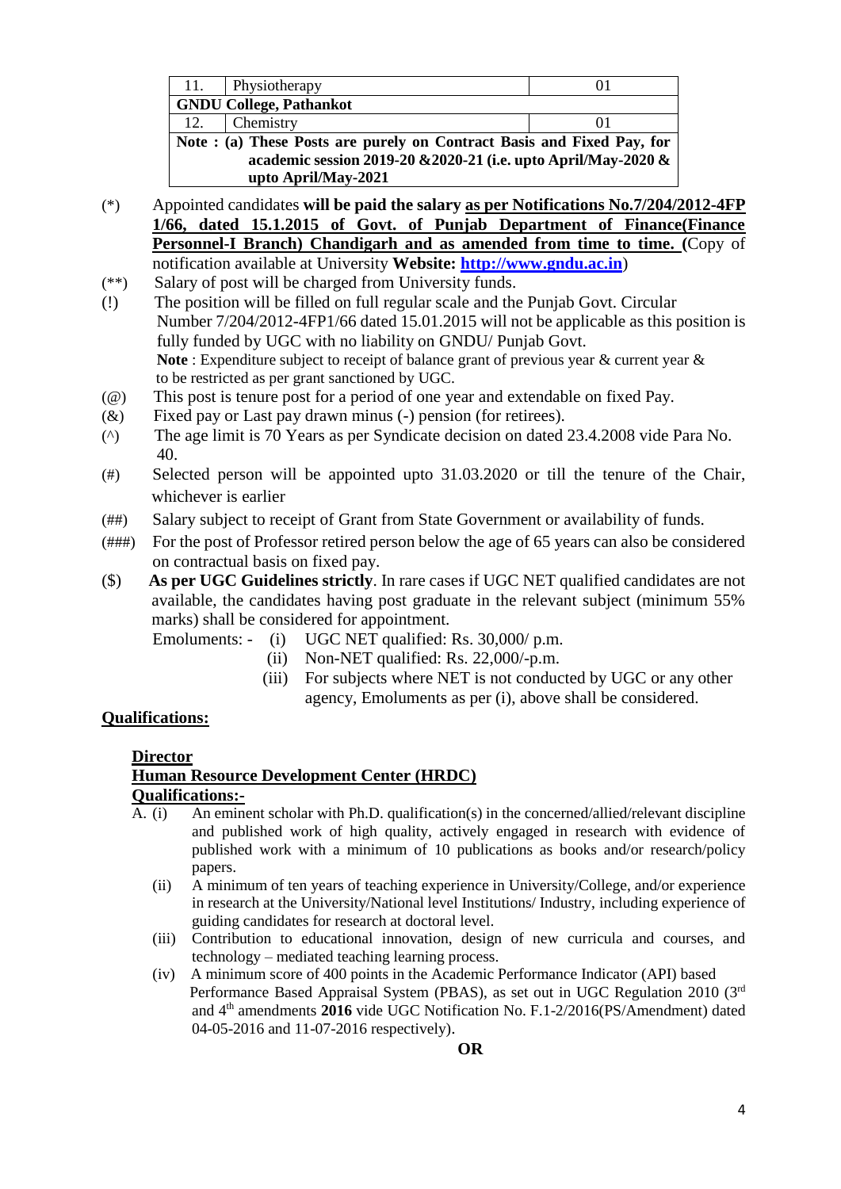| | | |
|---|---|---|
| 11. | Physiotherapy | 01 |
| **GNDU College, Pathankot** | | |
| 12. | Chemistry | 01 |
| **Note : (a) These Posts are purely on Contract Basis and Fixed Pay, for academic session 2019-20 &2020-21 (i.e. upto April/May-2020 & upto April/May-2021** | | |

(*) Appointed candidates **will be paid the salary** <u>as per Notifications No.7/204/2012-4FP 1/66, dated 15.1.2015 of Govt. of Punjab Department of Finance(Finance Personnel-I Branch) Chandigarh and as amended from time to time.</u> (Copy of notification available at University **Website: http://www.gndu.ac.in**)

(**) Salary of post will be charged from University funds.

(!) The position will be filled on full regular scale and the Punjab Govt. Circular Number 7/204/2012-4FP1/66 dated 15.01.2015 will not be applicable as this position is fully funded by UGC with no liability on GNDU/ Punjab Govt.
**Note** : Expenditure subject to receipt of balance grant of previous year & current year & to be restricted as per grant sanctioned by UGC.

(@) This post is tenure post for a period of one year and extendable on fixed Pay.

(&) Fixed pay or Last pay drawn minus (-) pension (for retirees).

(^) The age limit is 70 Years as per Syndicate decision on dated 23.4.2008 vide Para No. 40.

(#) Selected person will be appointed upto 31.03.2020 or till the tenure of the Chair, whichever is earlier

(##) Salary subject to receipt of Grant from State Government or availability of funds.

(###) For the post of Professor retired person below the age of 65 years can also be considered on contractual basis on fixed pay.

($) **As per UGC Guidelines strictly**. In rare cases if UGC NET qualified candidates are not available, the candidates having post graduate in the relevant subject (minimum 55% marks) shall be considered for appointment.

Emoluments: -
(i) UGC NET qualified: Rs. 30,000/ p.m.
(ii) Non-NET qualified: Rs. 22,000/-p.m.
(iii) For subjects where NET is not conducted by UGC or any other agency, Emoluments as per (i), above shall be considered.

## Qualifications:

### Director
### Human Resource Development Center (HRDC)
### Qualifications:-

A. (i) An eminent scholar with Ph.D. qualification(s) in the concerned/allied/relevant discipline and published work of high quality, actively engaged in research with evidence of published work with a minimum of 10 publications as books and/or research/policy papers.

(ii) A minimum of ten years of teaching experience in University/College, and/or experience in research at the University/National level Institutions/ Industry, including experience of guiding candidates for research at doctoral level.

(iii) Contribution to educational innovation, design of new curricula and courses, and technology – mediated teaching learning process.

(iv) A minimum score of 400 points in the Academic Performance Indicator (API) based Performance Based Appraisal System (PBAS), as set out in UGC Regulation 2010 (3rd and 4th amendments **2016** vide UGC Notification No. F.1-2/2016(PS/Amendment) dated 04-05-2016 and 11-07-2016 respectively).

**OR**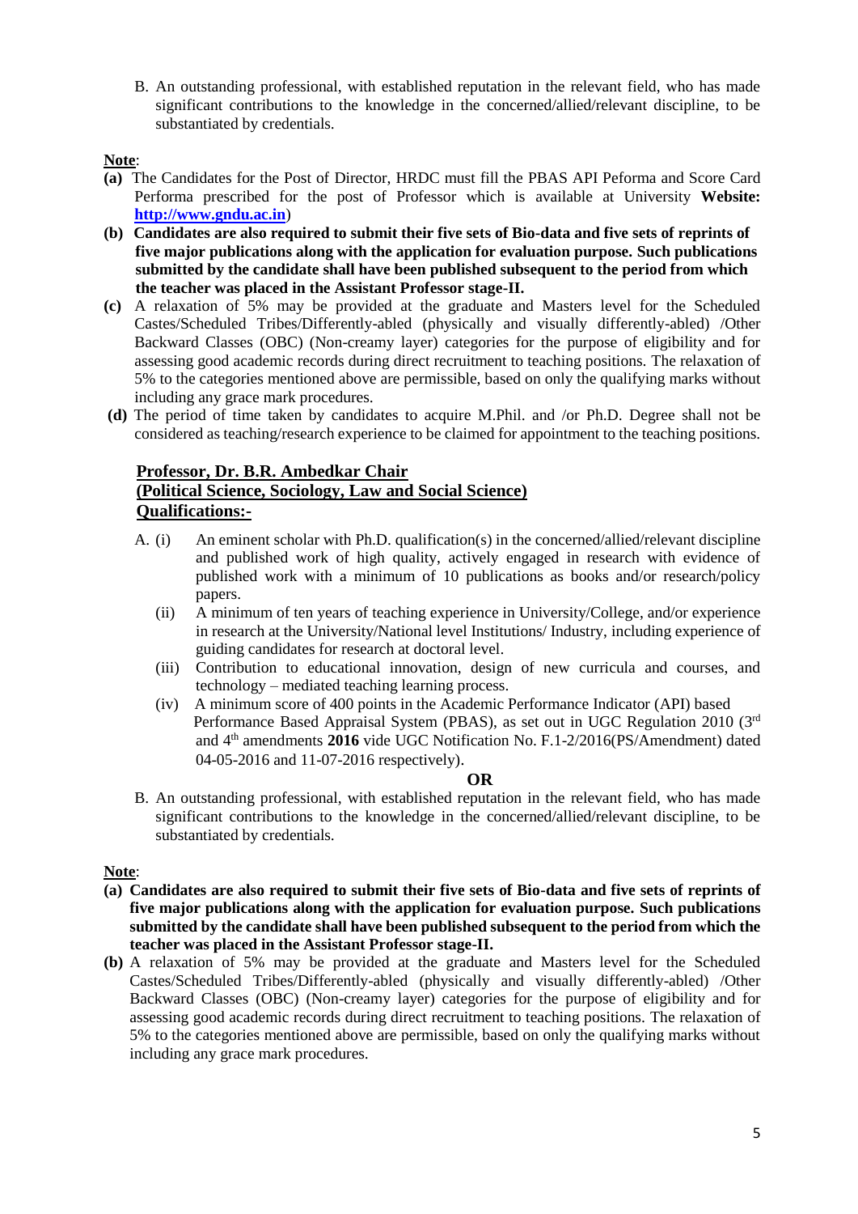B. An outstanding professional, with established reputation in the relevant field, who has made significant contributions to the knowledge in the concerned/allied/relevant discipline, to be substantiated by credentials.

**Note**:

**(a)** The Candidates for the Post of Director, HRDC must fill the PBAS API Peforma and Score Card Performa prescribed for the post of Professor which is available at University **Website: [http://www.gndu.ac.in](http://www.gndu.ac.in)**)

**(b) Candidates are also required to submit their five sets of Bio-data and five sets of reprints of five major publications along with the application for evaluation purpose. Such publications submitted by the candidate shall have been published subsequent to the period from which the teacher was placed in the Assistant Professor stage-II.**

**(c)** A relaxation of 5% may be provided at the graduate and Masters level for the Scheduled Castes/Scheduled Tribes/Differently-abled (physically and visually differently-abled) /Other Backward Classes (OBC) (Non-creamy layer) categories for the purpose of eligibility and for assessing good academic records during direct recruitment to teaching positions. The relaxation of 5% to the categories mentioned above are permissible, based on only the qualifying marks without including any grace mark procedures.

**(d)** The period of time taken by candidates to acquire M.Phil. and /or Ph.D. Degree shall not be considered as teaching/research experience to be claimed for appointment to the teaching positions.

## Professor, Dr. B.R. Ambedkar Chair
## (Political Science, Sociology, Law and Social Science)
### Qualifications:-

A. (i) An eminent scholar with Ph.D. qualification(s) in the concerned/allied/relevant discipline and published work of high quality, actively engaged in research with evidence of published work with a minimum of 10 publications as books and/or research/policy papers.

(ii) A minimum of ten years of teaching experience in University/College, and/or experience in research at the University/National level Institutions/ Industry, including experience of guiding candidates for research at doctoral level.

(iii) Contribution to educational innovation, design of new curricula and courses, and technology – mediated teaching learning process.

(iv) A minimum score of 400 points in the Academic Performance Indicator (API) based Performance Based Appraisal System (PBAS), as set out in UGC Regulation 2010 (3rd and 4th amendments **2016** vide UGC Notification No. F.1-2/2016(PS/Amendment) dated 04-05-2016 and 11-07-2016 respectively).

**OR**

B. An outstanding professional, with established reputation in the relevant field, who has made significant contributions to the knowledge in the concerned/allied/relevant discipline, to be substantiated by credentials.

**Note**:

**(a) Candidates are also required to submit their five sets of Bio-data and five sets of reprints of five major publications along with the application for evaluation purpose. Such publications submitted by the candidate shall have been published subsequent to the period from which the teacher was placed in the Assistant Professor stage-II.**

**(b)** A relaxation of 5% may be provided at the graduate and Masters level for the Scheduled Castes/Scheduled Tribes/Differently-abled (physically and visually differently-abled) /Other Backward Classes (OBC) (Non-creamy layer) categories for the purpose of eligibility and for assessing good academic records during direct recruitment to teaching positions. The relaxation of 5% to the categories mentioned above are permissible, based on only the qualifying marks without including any grace mark procedures.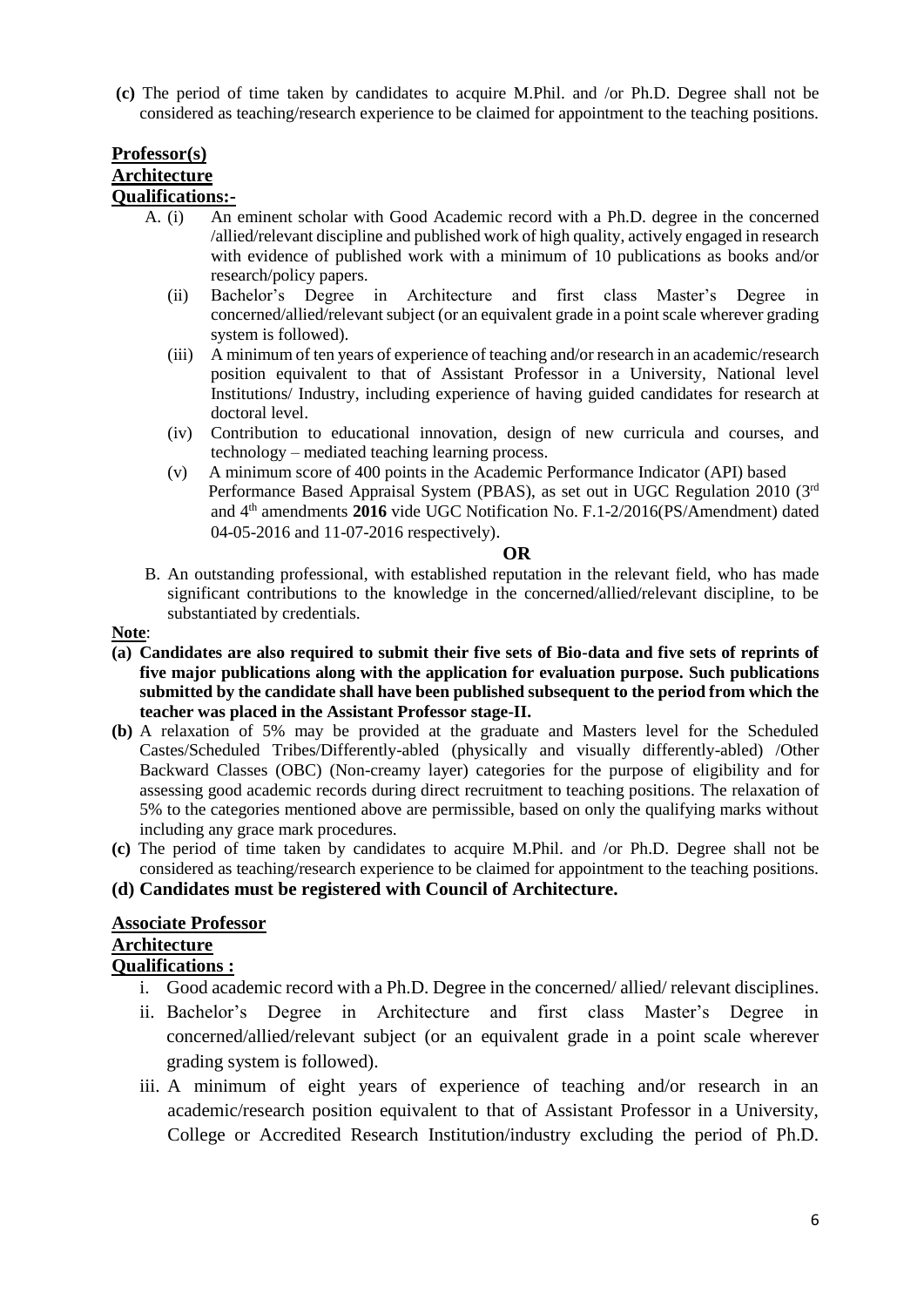**(c)** The period of time taken by candidates to acquire M.Phil. and /or Ph.D. Degree shall not be considered as teaching/research experience to be claimed for appointment to the teaching positions.

**Professor(s)**
**Architecture**
**Qualifications:-**

A. (i) An eminent scholar with Good Academic record with a Ph.D. degree in the concerned /allied/relevant discipline and published work of high quality, actively engaged in research with evidence of published work with a minimum of 10 publications as books and/or research/policy papers.

(ii) Bachelor's Degree in Architecture and first class Master's Degree in concerned/allied/relevant subject (or an equivalent grade in a point scale wherever grading system is followed).

(iii) A minimum of ten years of experience of teaching and/or research in an academic/research position equivalent to that of Assistant Professor in a University, National level Institutions/ Industry, including experience of having guided candidates for research at doctoral level.

(iv) Contribution to educational innovation, design of new curricula and courses, and technology – mediated teaching learning process.

(v) A minimum score of 400 points in the Academic Performance Indicator (API) based Performance Based Appraisal System (PBAS), as set out in UGC Regulation 2010 (3rd and 4th amendments **2016** vide UGC Notification No. F.1-2/2016(PS/Amendment) dated 04-05-2016 and 11-07-2016 respectively).

**OR**

B. An outstanding professional, with established reputation in the relevant field, who has made significant contributions to the knowledge in the concerned/allied/relevant discipline, to be substantiated by credentials.

**Note**:

**(a) Candidates are also required to submit their five sets of Bio-data and five sets of reprints of five major publications along with the application for evaluation purpose. Such publications submitted by the candidate shall have been published subsequent to the period from which the teacher was placed in the Assistant Professor stage-II.**

**(b)** A relaxation of 5% may be provided at the graduate and Masters level for the Scheduled Castes/Scheduled Tribes/Differently-abled (physically and visually differently-abled) /Other Backward Classes (OBC) (Non-creamy layer) categories for the purpose of eligibility and for assessing good academic records during direct recruitment to teaching positions. The relaxation of 5% to the categories mentioned above are permissible, based on only the qualifying marks without including any grace mark procedures.

**(c)** The period of time taken by candidates to acquire M.Phil. and /or Ph.D. Degree shall not be considered as teaching/research experience to be claimed for appointment to the teaching positions.

**(d) Candidates must be registered with Council of Architecture.**

**Associate Professor**
**Architecture**
**Qualifications :**

i. Good academic record with a Ph.D. Degree in the concerned/ allied/ relevant disciplines.

ii. Bachelor's Degree in Architecture and first class Master's Degree in concerned/allied/relevant subject (or an equivalent grade in a point scale wherever grading system is followed).

iii. A minimum of eight years of experience of teaching and/or research in an academic/research position equivalent to that of Assistant Professor in a University, College or Accredited Research Institution/industry excluding the period of Ph.D.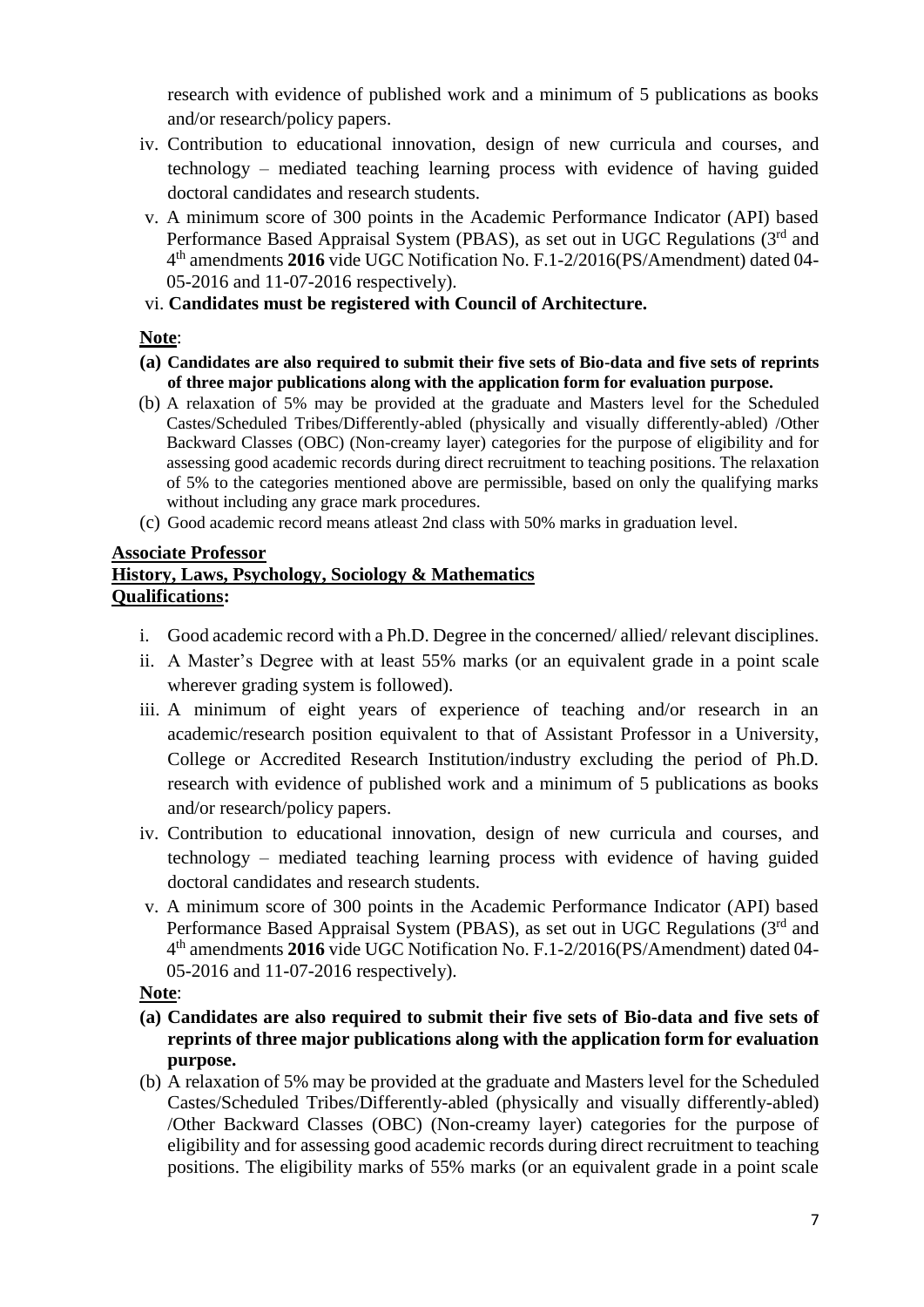research with evidence of published work and a minimum of 5 publications as books and/or research/policy papers.

iv. Contribution to educational innovation, design of new curricula and courses, and technology – mediated teaching learning process with evidence of having guided doctoral candidates and research students.

v. A minimum score of 300 points in the Academic Performance Indicator (API) based Performance Based Appraisal System (PBAS), as set out in UGC Regulations (3rd and 4th amendments **2016** vide UGC Notification No. F.1-2/2016(PS/Amendment) dated 04-05-2016 and 11-07-2016 respectively).

vi. **Candidates must be registered with Council of Architecture.**

**Note**:

**(a) Candidates are also required to submit their five sets of Bio-data and five sets of reprints of three major publications along with the application form for evaluation purpose.**

(b) A relaxation of 5% may be provided at the graduate and Masters level for the Scheduled Castes/Scheduled Tribes/Differently-abled (physically and visually differently-abled) /Other Backward Classes (OBC) (Non-creamy layer) categories for the purpose of eligibility and for assessing good academic records during direct recruitment to teaching positions. The relaxation of 5% to the categories mentioned above are permissible, based on only the qualifying marks without including any grace mark procedures.

(c) Good academic record means atleast 2nd class with 50% marks in graduation level.

**Associate Professor**
**History, Laws, Psychology, Sociology & Mathematics**
**Qualifications:**

i. Good academic record with a Ph.D. Degree in the concerned/ allied/ relevant disciplines.

ii. A Master's Degree with at least 55% marks (or an equivalent grade in a point scale wherever grading system is followed).

iii. A minimum of eight years of experience of teaching and/or research in an academic/research position equivalent to that of Assistant Professor in a University, College or Accredited Research Institution/industry excluding the period of Ph.D. research with evidence of published work and a minimum of 5 publications as books and/or research/policy papers.

iv. Contribution to educational innovation, design of new curricula and courses, and technology – mediated teaching learning process with evidence of having guided doctoral candidates and research students.

v. A minimum score of 300 points in the Academic Performance Indicator (API) based Performance Based Appraisal System (PBAS), as set out in UGC Regulations (3rd and 4th amendments **2016** vide UGC Notification No. F.1-2/2016(PS/Amendment) dated 04-05-2016 and 11-07-2016 respectively).

**Note**:

**(a) Candidates are also required to submit their five sets of Bio-data and five sets of reprints of three major publications along with the application form for evaluation purpose.**

(b) A relaxation of 5% may be provided at the graduate and Masters level for the Scheduled Castes/Scheduled Tribes/Differently-abled (physically and visually differently-abled) /Other Backward Classes (OBC) (Non-creamy layer) categories for the purpose of eligibility and for assessing good academic records during direct recruitment to teaching positions. The eligibility marks of 55% marks (or an equivalent grade in a point scale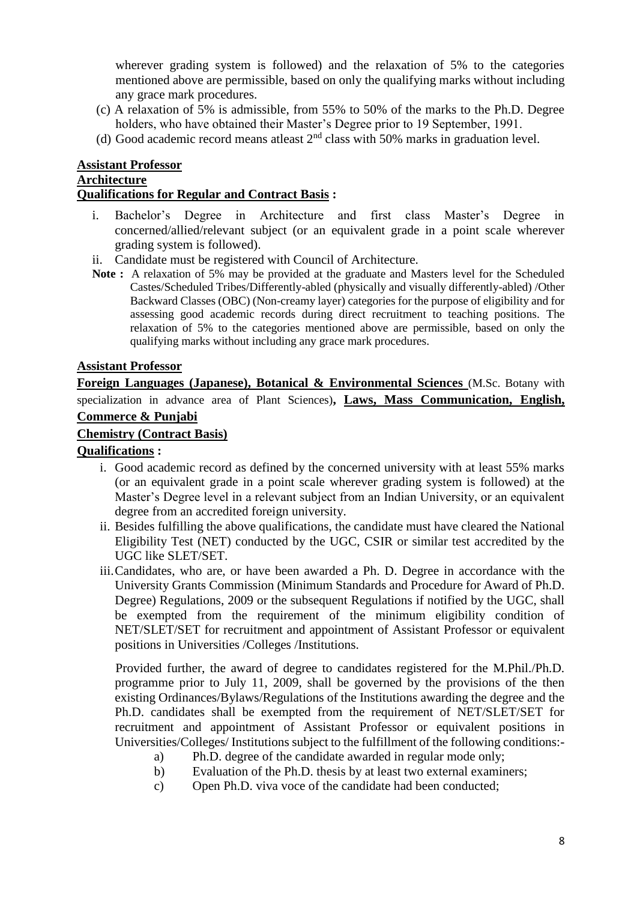wherever grading system is followed) and the relaxation of 5% to the categories mentioned above are permissible, based on only the qualifying marks without including any grace mark procedures.

(c) A relaxation of 5% is admissible, from 55% to 50% of the marks to the Ph.D. Degree holders, who have obtained their Master's Degree prior to 19 September, 1991.

(d) Good academic record means atleast 2nd class with 50% marks in graduation level.

**Assistant Professor**

**Architecture**

**Qualifications for Regular and Contract Basis :**

i. Bachelor's Degree in Architecture and first class Master's Degree in concerned/allied/relevant subject (or an equivalent grade in a point scale wherever grading system is followed).

ii. Candidate must be registered with Council of Architecture.

**Note :** A relaxation of 5% may be provided at the graduate and Masters level for the Scheduled Castes/Scheduled Tribes/Differently-abled (physically and visually differently-abled) /Other Backward Classes (OBC) (Non-creamy layer) categories for the purpose of eligibility and for assessing good academic records during direct recruitment to teaching positions. The relaxation of 5% to the categories mentioned above are permissible, based on only the qualifying marks without including any grace mark procedures.

**Assistant Professor**

**Foreign Languages (Japanese), Botanical & Environmental Sciences** (M.Sc. Botany with specialization in advance area of Plant Sciences)**, Laws, Mass Communication, English, Commerce & Punjabi**

**Chemistry (Contract Basis)**

**Qualifications :**

i. Good academic record as defined by the concerned university with at least 55% marks (or an equivalent grade in a point scale wherever grading system is followed) at the Master's Degree level in a relevant subject from an Indian University, or an equivalent degree from an accredited foreign university.

ii. Besides fulfilling the above qualifications, the candidate must have cleared the National Eligibility Test (NET) conducted by the UGC, CSIR or similar test accredited by the UGC like SLET/SET.

iii. Candidates, who are, or have been awarded a Ph. D. Degree in accordance with the University Grants Commission (Minimum Standards and Procedure for Award of Ph.D. Degree) Regulations, 2009 or the subsequent Regulations if notified by the UGC, shall be exempted from the requirement of the minimum eligibility condition of NET/SLET/SET for recruitment and appointment of Assistant Professor or equivalent positions in Universities /Colleges /Institutions.

Provided further, the award of degree to candidates registered for the M.Phil./Ph.D. programme prior to July 11, 2009, shall be governed by the provisions of the then existing Ordinances/Bylaws/Regulations of the Institutions awarding the degree and the Ph.D. candidates shall be exempted from the requirement of NET/SLET/SET for recruitment and appointment of Assistant Professor or equivalent positions in Universities/Colleges/ Institutions subject to the fulfillment of the following conditions:-

a) Ph.D. degree of the candidate awarded in regular mode only;

b) Evaluation of the Ph.D. thesis by at least two external examiners;

c) Open Ph.D. viva voce of the candidate had been conducted;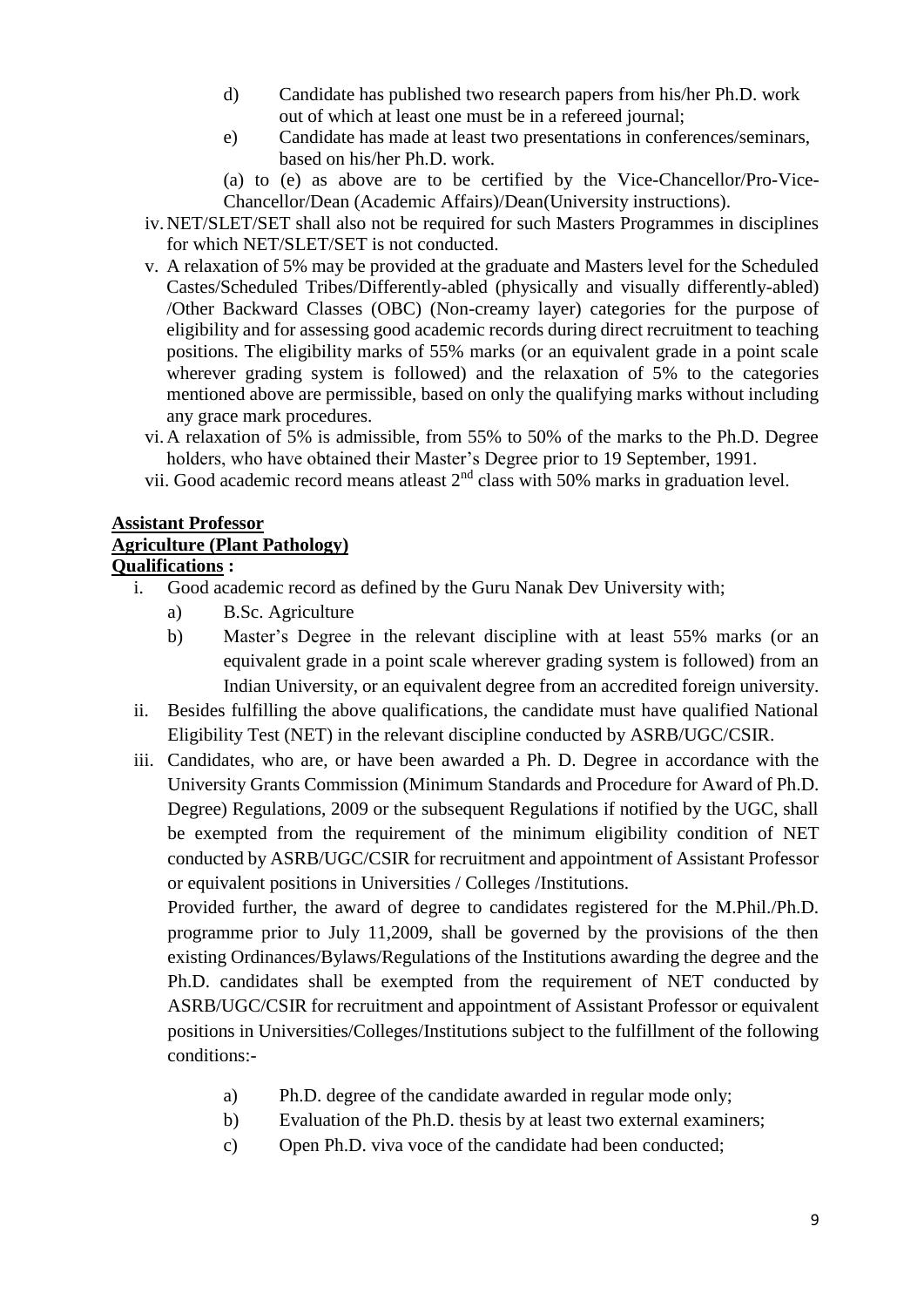d) Candidate has published two research papers from his/her Ph.D. work out of which at least one must be in a refereed journal;

e) Candidate has made at least two presentations in conferences/seminars, based on his/her Ph.D. work.

(a) to (e) as above are to be certified by the Vice-Chancellor/Pro-Vice-Chancellor/Dean (Academic Affairs)/Dean(University instructions).

iv. NET/SLET/SET shall also not be required for such Masters Programmes in disciplines for which NET/SLET/SET is not conducted.

v. A relaxation of 5% may be provided at the graduate and Masters level for the Scheduled Castes/Scheduled Tribes/Differently-abled (physically and visually differently-abled) /Other Backward Classes (OBC) (Non-creamy layer) categories for the purpose of eligibility and for assessing good academic records during direct recruitment to teaching positions. The eligibility marks of 55% marks (or an equivalent grade in a point scale wherever grading system is followed) and the relaxation of 5% to the categories mentioned above are permissible, based on only the qualifying marks without including any grace mark procedures.

vi. A relaxation of 5% is admissible, from 55% to 50% of the marks to the Ph.D. Degree holders, who have obtained their Master's Degree prior to 19 September, 1991.

vii. Good academic record means atleast 2nd class with 50% marks in graduation level.

**Assistant Professor**

**Agriculture (Plant Pathology)**

**Qualifications :**

i. Good academic record as defined by the Guru Nanak Dev University with;

   a) B.Sc. Agriculture

   b) Master's Degree in the relevant discipline with at least 55% marks (or an equivalent grade in a point scale wherever grading system is followed) from an Indian University, or an equivalent degree from an accredited foreign university.

ii. Besides fulfilling the above qualifications, the candidate must have qualified National Eligibility Test (NET) in the relevant discipline conducted by ASRB/UGC/CSIR.

iii. Candidates, who are, or have been awarded a Ph. D. Degree in accordance with the University Grants Commission (Minimum Standards and Procedure for Award of Ph.D. Degree) Regulations, 2009 or the subsequent Regulations if notified by the UGC, shall be exempted from the requirement of the minimum eligibility condition of NET conducted by ASRB/UGC/CSIR for recruitment and appointment of Assistant Professor or equivalent positions in Universities / Colleges /Institutions.

Provided further, the award of degree to candidates registered for the M.Phil./Ph.D. programme prior to July 11,2009, shall be governed by the provisions of the then existing Ordinances/Bylaws/Regulations of the Institutions awarding the degree and the Ph.D. candidates shall be exempted from the requirement of NET conducted by ASRB/UGC/CSIR for recruitment and appointment of Assistant Professor or equivalent positions in Universities/Colleges/Institutions subject to the fulfillment of the following conditions:-

   a) Ph.D. degree of the candidate awarded in regular mode only;

   b) Evaluation of the Ph.D. thesis by at least two external examiners;

   c) Open Ph.D. viva voce of the candidate had been conducted;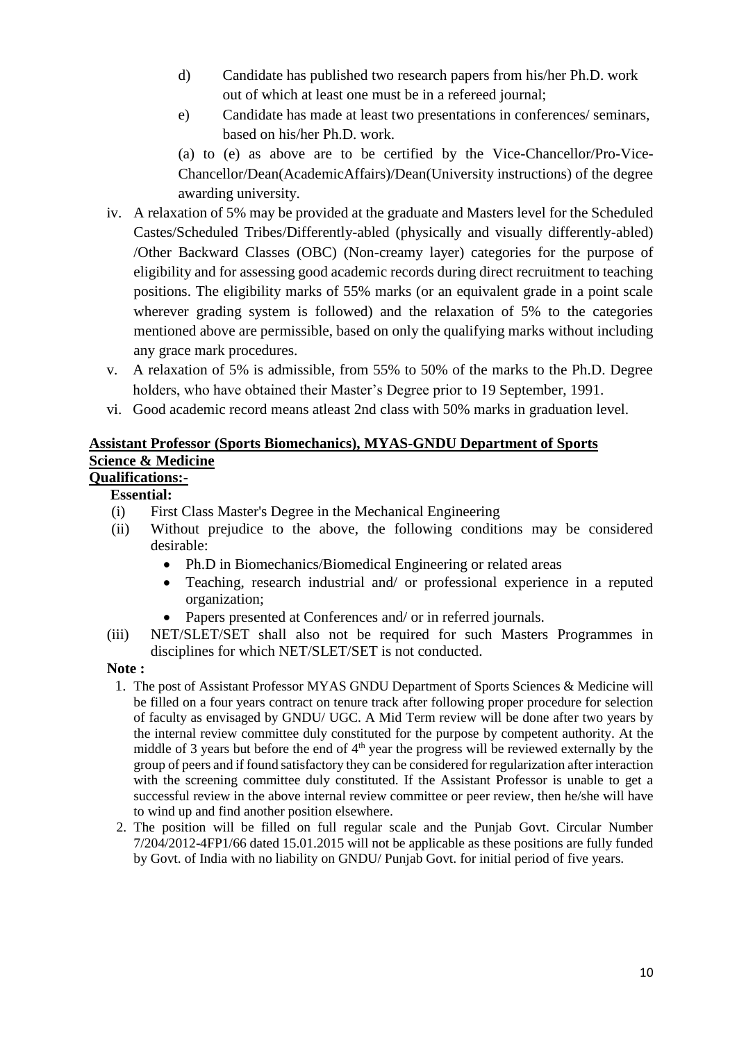d) Candidate has published two research papers from his/her Ph.D. work out of which at least one must be in a refereed journal;

e) Candidate has made at least two presentations in conferences/ seminars, based on his/her Ph.D. work.

(a) to (e) as above are to be certified by the Vice-Chancellor/Pro-Vice-Chancellor/Dean(AcademicAffairs)/Dean(University instructions) of the degree awarding university.

iv. A relaxation of 5% may be provided at the graduate and Masters level for the Scheduled Castes/Scheduled Tribes/Differently-abled (physically and visually differently-abled) /Other Backward Classes (OBC) (Non-creamy layer) categories for the purpose of eligibility and for assessing good academic records during direct recruitment to teaching positions. The eligibility marks of 55% marks (or an equivalent grade in a point scale wherever grading system is followed) and the relaxation of 5% to the categories mentioned above are permissible, based on only the qualifying marks without including any grace mark procedures.

v. A relaxation of 5% is admissible, from 55% to 50% of the marks to the Ph.D. Degree holders, who have obtained their Master's Degree prior to 19 September, 1991.

vi. Good academic record means atleast 2nd class with 50% marks in graduation level.

**Assistant Professor (Sports Biomechanics), MYAS-GNDU Department of Sports Science & Medicine**

**Qualifications:-**

**Essential:**

(i) First Class Master's Degree in the Mechanical Engineering

(ii) Without prejudice to the above, the following conditions may be considered desirable:

- Ph.D in Biomechanics/Biomedical Engineering or related areas
- Teaching, research industrial and/ or professional experience in a reputed organization;
- Papers presented at Conferences and/ or in referred journals.

(iii) NET/SLET/SET shall also not be required for such Masters Programmes in disciplines for which NET/SLET/SET is not conducted.

**Note :**

1. The post of Assistant Professor MYAS GNDU Department of Sports Sciences & Medicine will be filled on a four years contract on tenure track after following proper procedure for selection of faculty as envisaged by GNDU/ UGC. A Mid Term review will be done after two years by the internal review committee duly constituted for the purpose by competent authority. At the middle of 3 years but before the end of 4th year the progress will be reviewed externally by the group of peers and if found satisfactory they can be considered for regularization after interaction with the screening committee duly constituted. If the Assistant Professor is unable to get a successful review in the above internal review committee or peer review, then he/she will have to wind up and find another position elsewhere.
2. The position will be filled on full regular scale and the Punjab Govt. Circular Number 7/204/2012-4FP1/66 dated 15.01.2015 will not be applicable as these positions are fully funded by Govt. of India with no liability on GNDU/ Punjab Govt. for initial period of five years.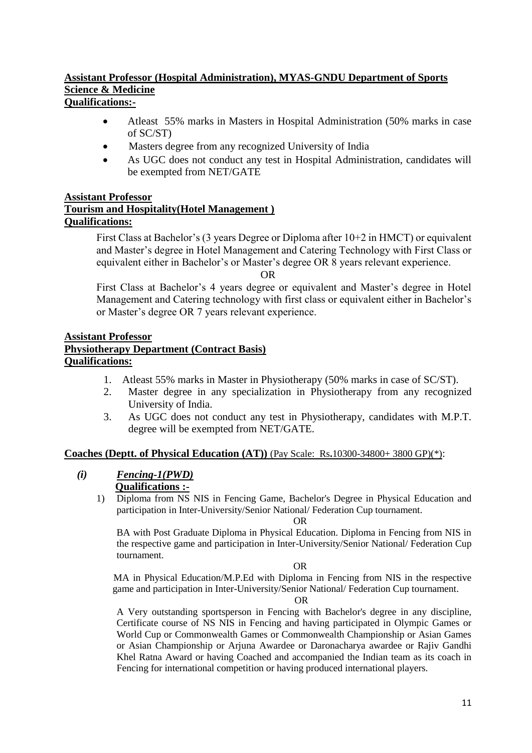**Assistant Professor (Hospital Administration), MYAS-GNDU Department of Sports Science & Medicine**
**Qualifications:-**

- Atleast 55% marks in Masters in Hospital Administration (50% marks in case of SC/ST)
- Masters degree from any recognized University of India
- As UGC does not conduct any test in Hospital Administration, candidates will be exempted from NET/GATE

**Assistant Professor**
**Tourism and Hospitality(Hotel Management )**
**Qualifications:**

First Class at Bachelor's (3 years Degree or Diploma after 10+2 in HMCT) or equivalent and Master's degree in Hotel Management and Catering Technology with First Class or equivalent either in Bachelor's or Master's degree OR 8 years relevant experience.

OR

First Class at Bachelor's 4 years degree or equivalent and Master's degree in Hotel Management and Catering technology with first class or equivalent either in Bachelor's or Master's degree OR 7 years relevant experience.

**Assistant Professor**
**Physiotherapy Department (Contract Basis)**
**Qualifications:**

1. Atleast 55% marks in Master in Physiotherapy (50% marks in case of SC/ST).
2. Master degree in any specialization in Physiotherapy from any recognized University of India.
3. As UGC does not conduct any test in Physiotherapy, candidates with M.P.T. degree will be exempted from NET/GATE.

**Coaches (Deptt. of Physical Education (AT))** (Pay Scale: Rs.10300-34800+ 3800 GP)(*):

***(i) Fencing-1(PWD)***
**Qualifications :-**

1) Diploma from NS NIS in Fencing Game, Bachelor's Degree in Physical Education and participation in Inter-University/Senior National/ Federation Cup tournament.

OR

BA with Post Graduate Diploma in Physical Education. Diploma in Fencing from NIS in the respective game and participation in Inter-University/Senior National/ Federation Cup tournament.

OR

MA in Physical Education/M.P.Ed with Diploma in Fencing from NIS in the respective game and participation in Inter-University/Senior National/ Federation Cup tournament.

OR

A Very outstanding sportsperson in Fencing with Bachelor's degree in any discipline, Certificate course of NS NIS in Fencing and having participated in Olympic Games or World Cup or Commonwealth Games or Commonwealth Championship or Asian Games or Asian Championship or Arjuna Awardee or Daronacharya awardee or Rajiv Gandhi Khel Ratna Award or having Coached and accompanied the Indian team as its coach in Fencing for international competition or having produced international players.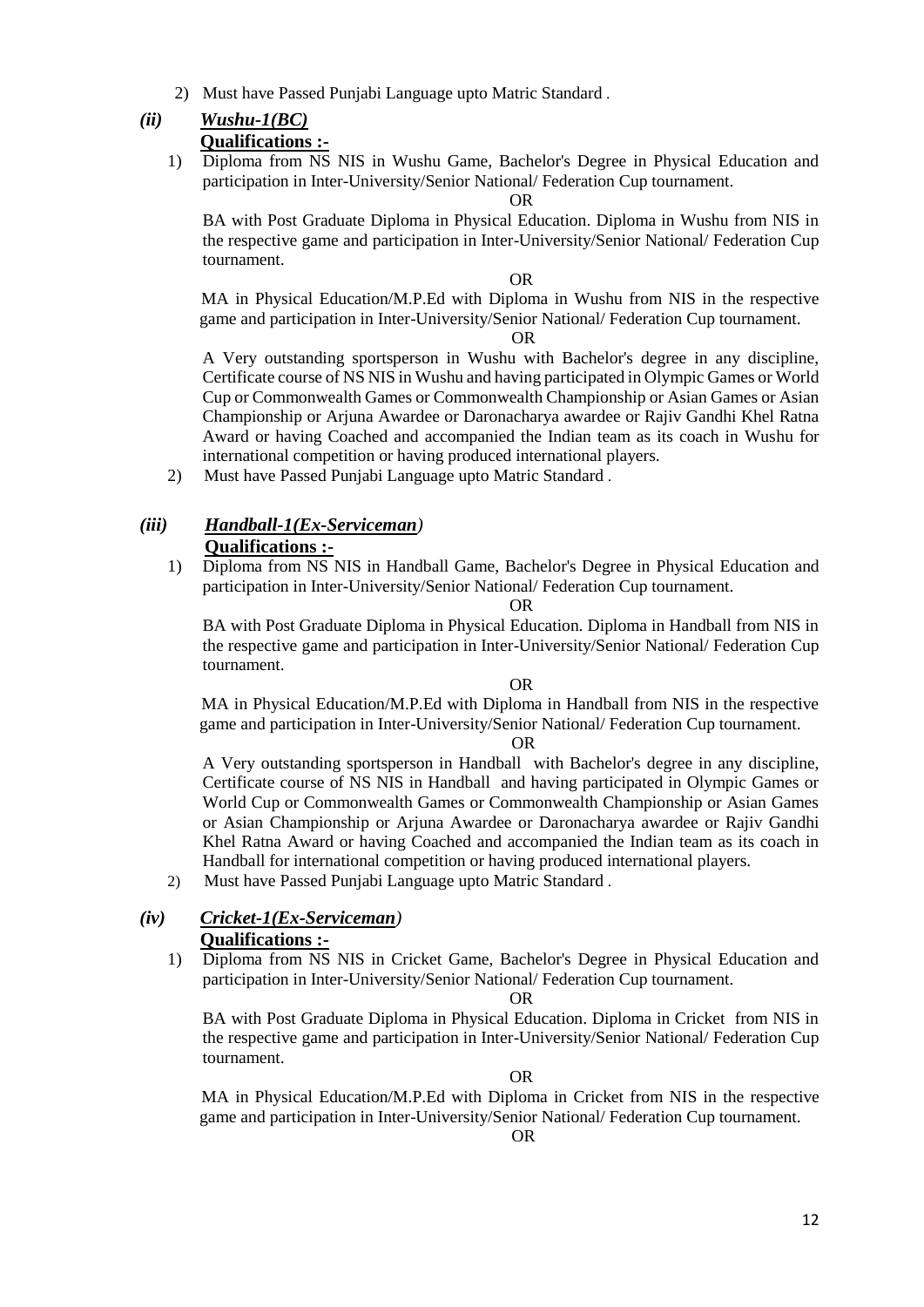2) Must have Passed Punjabi Language upto Matric Standard .

### *(ii)* ***Wushu-1(BC)***

**Qualifications :-**

1) Diploma from NS NIS in Wushu Game, Bachelor's Degree in Physical Education and participation in Inter-University/Senior National/ Federation Cup tournament.

OR

BA with Post Graduate Diploma in Physical Education. Diploma in Wushu from NIS in the respective game and participation in Inter-University/Senior National/ Federation Cup tournament.

OR

MA in Physical Education/M.P.Ed with Diploma in Wushu from NIS in the respective game and participation in Inter-University/Senior National/ Federation Cup tournament.

OR

A Very outstanding sportsperson in Wushu with Bachelor's degree in any discipline, Certificate course of NS NIS in Wushu and having participated in Olympic Games or World Cup or Commonwealth Games or Commonwealth Championship or Asian Games or Asian Championship or Arjuna Awardee or Daronacharya awardee or Rajiv Gandhi Khel Ratna Award or having Coached and accompanied the Indian team as its coach in Wushu for international competition or having produced international players.

2) Must have Passed Punjabi Language upto Matric Standard .

### *(iii)* ***Handball-1(Ex-Serviceman)***

**Qualifications :-**

1) Diploma from NS NIS in Handball Game, Bachelor's Degree in Physical Education and participation in Inter-University/Senior National/ Federation Cup tournament.

OR

BA with Post Graduate Diploma in Physical Education. Diploma in Handball from NIS in the respective game and participation in Inter-University/Senior National/ Federation Cup tournament.

OR

MA in Physical Education/M.P.Ed with Diploma in Handball from NIS in the respective game and participation in Inter-University/Senior National/ Federation Cup tournament.

OR

A Very outstanding sportsperson in Handball with Bachelor's degree in any discipline, Certificate course of NS NIS in Handball and having participated in Olympic Games or World Cup or Commonwealth Games or Commonwealth Championship or Asian Games or Asian Championship or Arjuna Awardee or Daronacharya awardee or Rajiv Gandhi Khel Ratna Award or having Coached and accompanied the Indian team as its coach in Handball for international competition or having produced international players.

2) Must have Passed Punjabi Language upto Matric Standard .

### *(iv)* ***Cricket-1(Ex-Serviceman)***

**Qualifications :-**

1) Diploma from NS NIS in Cricket Game, Bachelor's Degree in Physical Education and participation in Inter-University/Senior National/ Federation Cup tournament.

OR

BA with Post Graduate Diploma in Physical Education. Diploma in Cricket from NIS in the respective game and participation in Inter-University/Senior National/ Federation Cup tournament.

OR

MA in Physical Education/M.P.Ed with Diploma in Cricket from NIS in the respective game and participation in Inter-University/Senior National/ Federation Cup tournament.

OR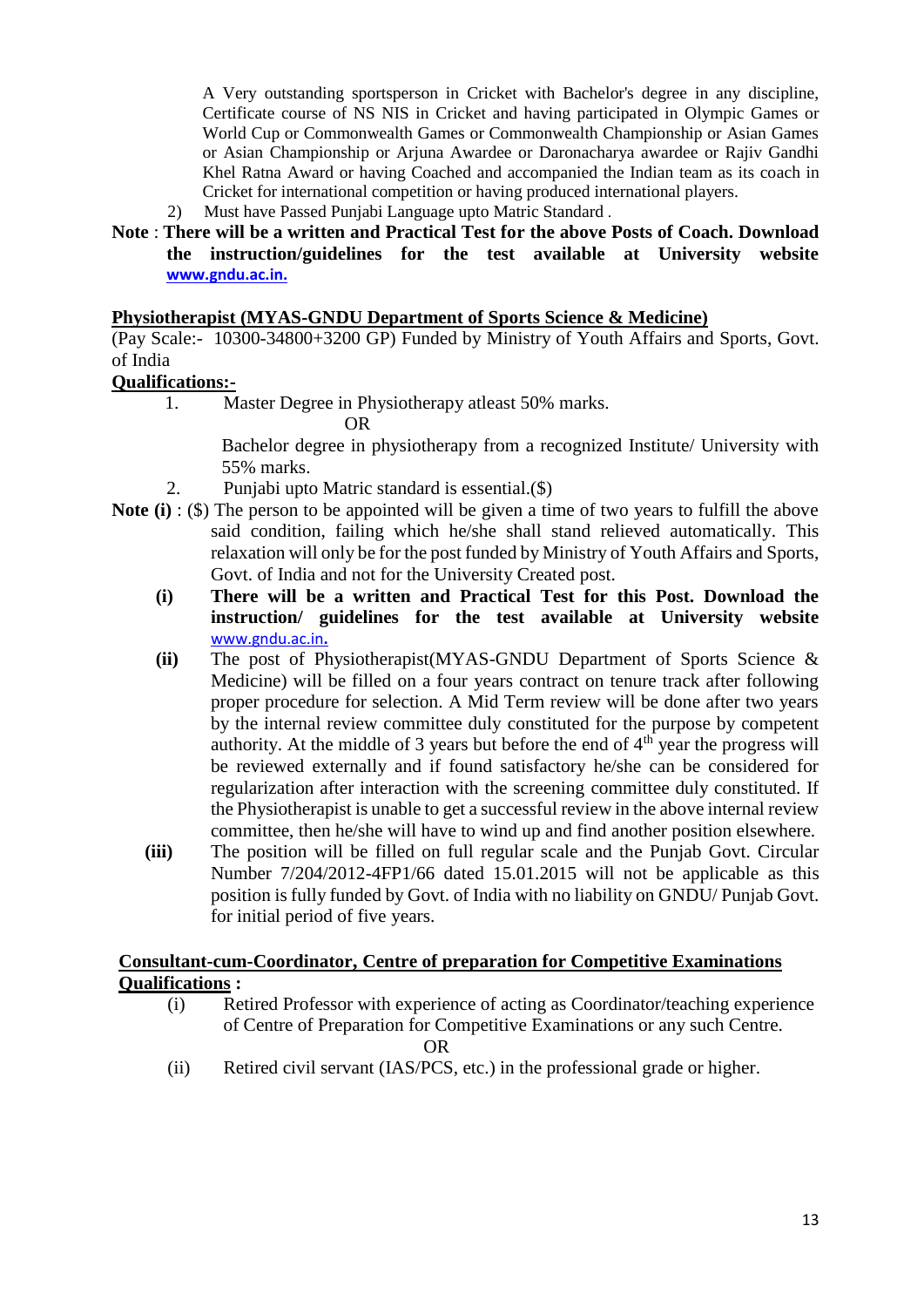A Very outstanding sportsperson in Cricket with Bachelor's degree in any discipline, Certificate course of NS NIS in Cricket and having participated in Olympic Games or World Cup or Commonwealth Games or Commonwealth Championship or Asian Games or Asian Championship or Arjuna Awardee or Daronacharya awardee or Rajiv Gandhi Khel Ratna Award or having Coached and accompanied the Indian team as its coach in Cricket for international competition or having produced international players.

2) Must have Passed Punjabi Language upto Matric Standard .

**Note** : **There will be a written and Practical Test for the above Posts of Coach. Download the instruction/guidelines for the test available at University website www.gndu.ac.in.**

**Physiotherapist (MYAS-GNDU Department of Sports Science & Medicine)**

(Pay Scale:- 10300-34800+3200 GP) Funded by Ministry of Youth Affairs and Sports, Govt. of India

**Qualifications:-**

1. Master Degree in Physiotherapy atleast 50% marks.

   OR

   Bachelor degree in physiotherapy from a recognized Institute/ University with 55% marks.

2. Punjabi upto Matric standard is essential.($)

**Note (i)** : ($) The person to be appointed will be given a time of two years to fulfill the above said condition, failing which he/she shall stand relieved automatically. This relaxation will only be for the post funded by Ministry of Youth Affairs and Sports, Govt. of India and not for the University Created post.

**(i)** **There will be a written and Practical Test for this Post. Download the instruction/ guidelines for the test available at University website** www.gndu.ac.in.

**(ii)** The post of Physiotherapist(MYAS-GNDU Department of Sports Science & Medicine) will be filled on a four years contract on tenure track after following proper procedure for selection. A Mid Term review will be done after two years by the internal review committee duly constituted for the purpose by competent authority. At the middle of 3 years but before the end of 4th year the progress will be reviewed externally and if found satisfactory he/she can be considered for regularization after interaction with the screening committee duly constituted. If the Physiotherapist is unable to get a successful review in the above internal review committee, then he/she will have to wind up and find another position elsewhere.

**(iii)** The position will be filled on full regular scale and the Punjab Govt. Circular Number 7/204/2012-4FP1/66 dated 15.01.2015 will not be applicable as this position is fully funded by Govt. of India with no liability on GNDU/ Punjab Govt. for initial period of five years.

**Consultant-cum-Coordinator, Centre of preparation for Competitive Examinations**

**Qualifications :**

(i) Retired Professor with experience of acting as Coordinator/teaching experience of Centre of Preparation for Competitive Examinations or any such Centre.

OR

(ii) Retired civil servant (IAS/PCS, etc.) in the professional grade or higher.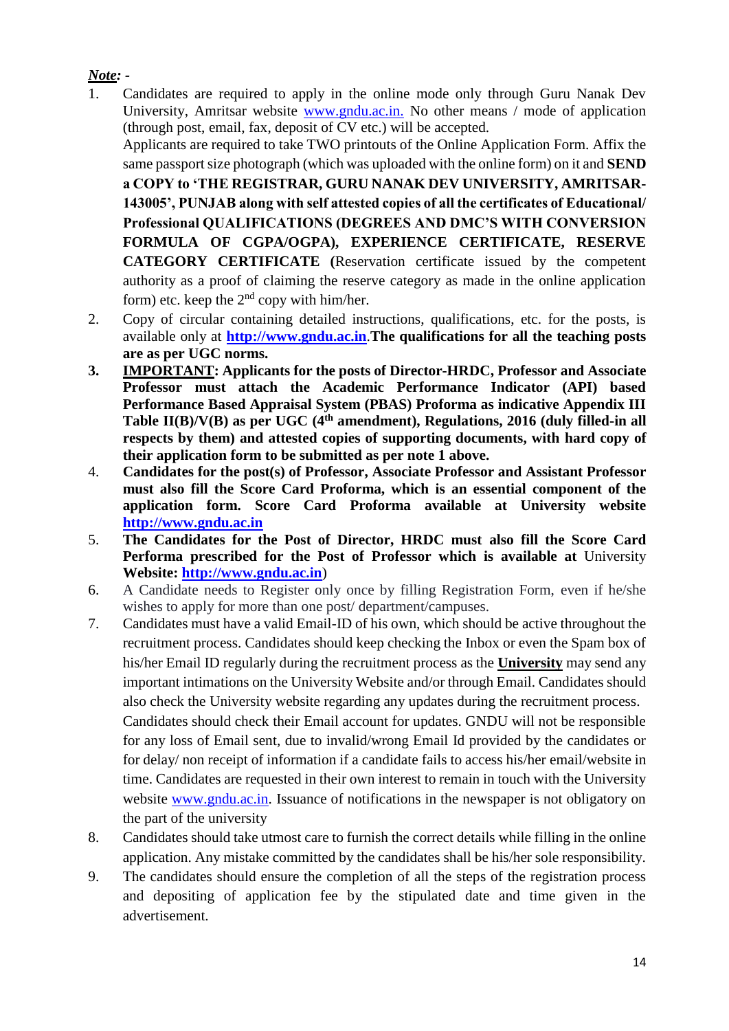***Note:* -**

1. Candidates are required to apply in the online mode only through Guru Nanak Dev University, Amritsar website www.gndu.ac.in. No other means / mode of application (through post, email, fax, deposit of CV etc.) will be accepted.

   Applicants are required to take TWO printouts of the Online Application Form. Affix the same passport size photograph (which was uploaded with the online form) on it and **SEND a COPY to 'THE REGISTRAR, GURU NANAK DEV UNIVERSITY, AMRITSAR-143005', PUNJAB along with self attested copies of all the certificates of Educational/ Professional QUALIFICATIONS (DEGREES AND DMC'S WITH CONVERSION FORMULA OF CGPA/OGPA), EXPERIENCE CERTIFICATE, RESERVE CATEGORY CERTIFICATE (**Reservation certificate issued by the competent authority as a proof of claiming the reserve category as made in the online application form) etc. keep the 2nd copy with him/her.
2. Copy of circular containing detailed instructions, qualifications, etc. for the posts, is available only at **http://www.gndu.ac.in**.**The qualifications for all the teaching posts are as per UGC norms.**
3. **IMPORTANT: Applicants for the posts of Director-HRDC, Professor and Associate Professor must attach the Academic Performance Indicator (API) based Performance Based Appraisal System (PBAS) Proforma as indicative Appendix III Table II(B)/V(B) as per UGC (4th amendment), Regulations, 2016 (duly filled-in all respects by them) and attested copies of supporting documents, with hard copy of their application form to be submitted as per note 1 above.**
4. **Candidates for the post(s) of Professor, Associate Professor and Assistant Professor must also fill the Score Card Proforma, which is an essential component of the application form. Score Card Proforma available at University website http://www.gndu.ac.in**
5. **The Candidates for the Post of Director, HRDC must also fill the Score Card Performa prescribed for the Post of Professor which is available at** University **Website: http://www.gndu.ac.in**)
6. A Candidate needs to Register only once by filling Registration Form, even if he/she wishes to apply for more than one post/ department/campuses.
7. Candidates must have a valid Email-ID of his own, which should be active throughout the recruitment process. Candidates should keep checking the Inbox or even the Spam box of his/her Email ID regularly during the recruitment process as the **University** may send any important intimations on the University Website and/or through Email. Candidates should also check the University website regarding any updates during the recruitment process.

   Candidates should check their Email account for updates. GNDU will not be responsible for any loss of Email sent, due to invalid/wrong Email Id provided by the candidates or for delay/ non receipt of information if a candidate fails to access his/her email/website in time. Candidates are requested in their own interest to remain in touch with the University website www.gndu.ac.in. Issuance of notifications in the newspaper is not obligatory on the part of the university
8. Candidates should take utmost care to furnish the correct details while filling in the online application. Any mistake committed by the candidates shall be his/her sole responsibility.
9. The candidates should ensure the completion of all the steps of the registration process and depositing of application fee by the stipulated date and time given in the advertisement.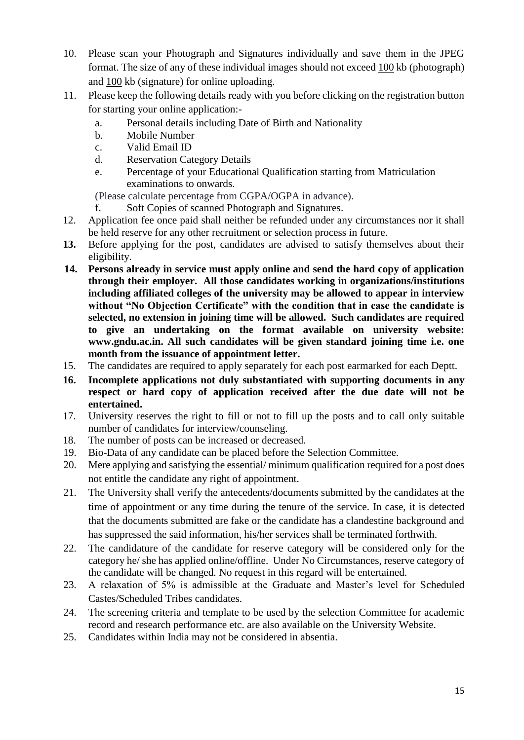10. Please scan your Photograph and Signatures individually and save them in the JPEG format. The size of any of these individual images should not exceed 100 kb (photograph) and 100 kb (signature) for online uploading.
11. Please keep the following details ready with you before clicking on the registration button for starting your online application:-
    a. Personal details including Date of Birth and Nationality
    b. Mobile Number
    c. Valid Email ID
    d. Reservation Category Details
    e. Percentage of your Educational Qualification starting from Matriculation examinations to onwards.

    (Please calculate percentage from CGPA/OGPA in advance).

    f. Soft Copies of scanned Photograph and Signatures.
12. Application fee once paid shall neither be refunded under any circumstances nor it shall be held reserve for any other recruitment or selection process in future.
13. Before applying for the post, candidates are advised to satisfy themselves about their eligibility.
14. **Persons already in service must apply online and send the hard copy of application through their employer. All those candidates working in organizations/institutions including affiliated colleges of the university may be allowed to appear in interview without "No Objection Certificate" with the condition that in case the candidate is selected, no extension in joining time will be allowed. Such candidates are required to give an undertaking on the format available on university website: www.gndu.ac.in. All such candidates will be given standard joining time i.e. one month from the issuance of appointment letter.**
15. The candidates are required to apply separately for each post earmarked for each Deptt.
16. **Incomplete applications not duly substantiated with supporting documents in any respect or hard copy of application received after the due date will not be entertained.**
17. University reserves the right to fill or not to fill up the posts and to call only suitable number of candidates for interview/counseling.
18. The number of posts can be increased or decreased.
19. Bio-Data of any candidate can be placed before the Selection Committee.
20. Mere applying and satisfying the essential/ minimum qualification required for a post does not entitle the candidate any right of appointment.
21. The University shall verify the antecedents/documents submitted by the candidates at the time of appointment or any time during the tenure of the service. In case, it is detected that the documents submitted are fake or the candidate has a clandestine background and has suppressed the said information, his/her services shall be terminated forthwith.
22. The candidature of the candidate for reserve category will be considered only for the category he/ she has applied online/offline. Under No Circumstances, reserve category of the candidate will be changed. No request in this regard will be entertained.
23. A relaxation of 5% is admissible at the Graduate and Master's level for Scheduled Castes/Scheduled Tribes candidates.
24. The screening criteria and template to be used by the selection Committee for academic record and research performance etc. are also available on the University Website.
25. Candidates within India may not be considered in absentia.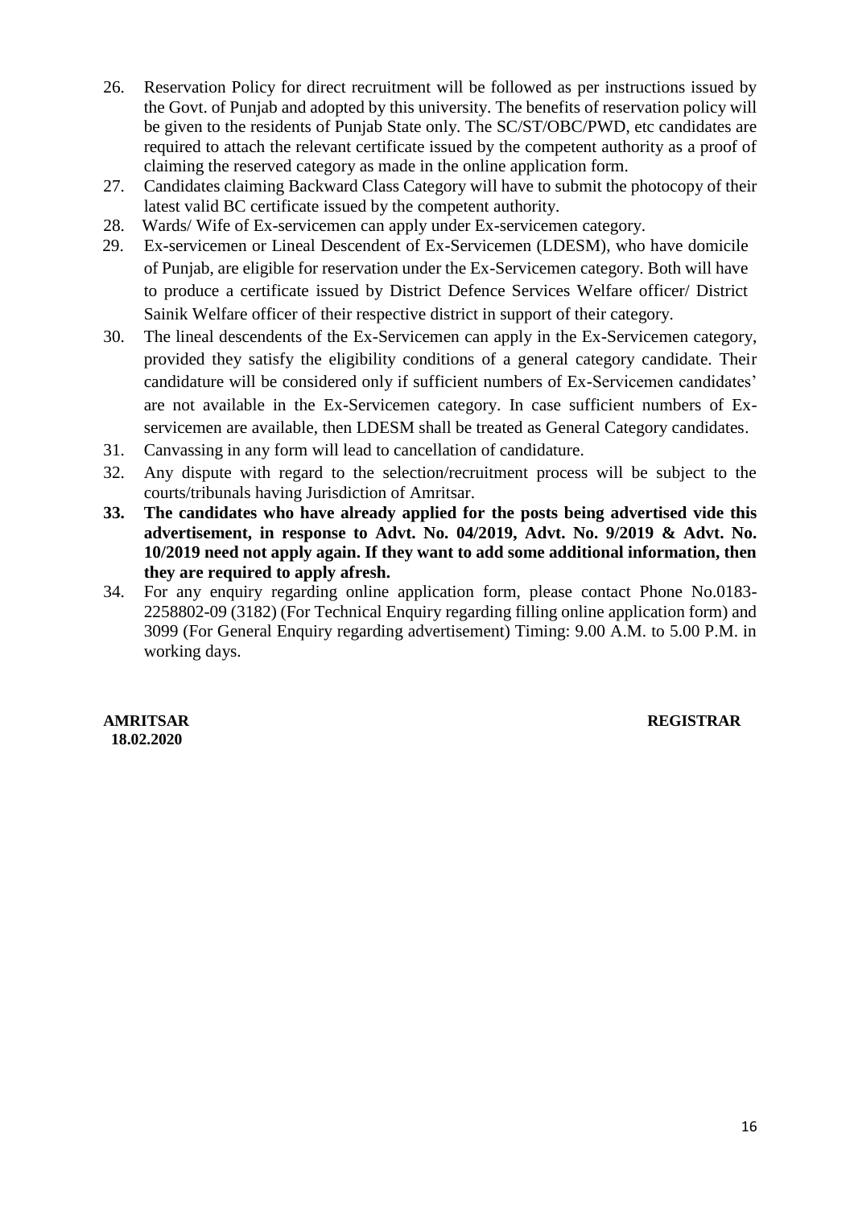26. Reservation Policy for direct recruitment will be followed as per instructions issued by the Govt. of Punjab and adopted by this university. The benefits of reservation policy will be given to the residents of Punjab State only. The SC/ST/OBC/PWD, etc candidates are required to attach the relevant certificate issued by the competent authority as a proof of claiming the reserved category as made in the online application form.
27. Candidates claiming Backward Class Category will have to submit the photocopy of their latest valid BC certificate issued by the competent authority.
28. Wards/ Wife of Ex-servicemen can apply under Ex-servicemen category.
29. Ex-servicemen or Lineal Descendent of Ex-Servicemen (LDESM), who have domicile of Punjab, are eligible for reservation under the Ex-Servicemen category. Both will have to produce a certificate issued by District Defence Services Welfare officer/ District Sainik Welfare officer of their respective district in support of their category.
30. The lineal descendents of the Ex-Servicemen can apply in the Ex-Servicemen category, provided they satisfy the eligibility conditions of a general category candidate. Their candidature will be considered only if sufficient numbers of Ex-Servicemen candidates' are not available in the Ex-Servicemen category. In case sufficient numbers of Ex-servicemen are available, then LDESM shall be treated as General Category candidates.
31. Canvassing in any form will lead to cancellation of candidature.
32. Any dispute with regard to the selection/recruitment process will be subject to the courts/tribunals having Jurisdiction of Amritsar.
33. **The candidates who have already applied for the posts being advertised vide this advertisement, in response to Advt. No. 04/2019, Advt. No. 9/2019 & Advt. No. 10/2019 need not apply again. If they want to add some additional information, then they are required to apply afresh.**
34. For any enquiry regarding online application form, please contact Phone No.0183-2258802-09 (3182) (For Technical Enquiry regarding filling online application form) and 3099 (For General Enquiry regarding advertisement) Timing: 9.00 A.M. to 5.00 P.M. in working days.

**AMRITSAR**
**18.02.2020**

**REGISTRAR**